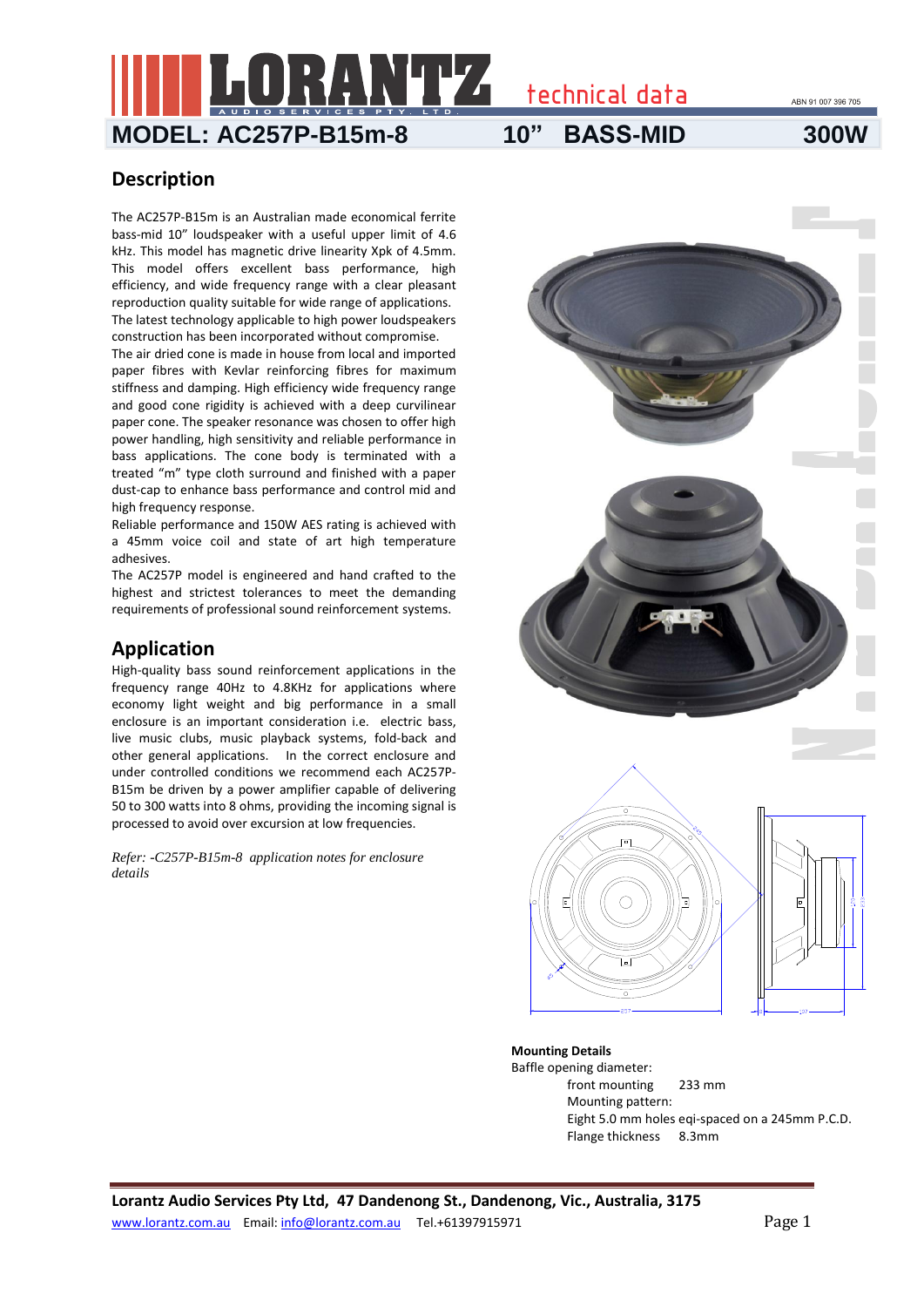# LORANTZ technical data

ABN 91 007 396 705

## MODEL: AC257P-B15m-8 10" BASS-MID 300W

## Description

The AC257P-B15m is an Australian made economical ferrite bass-mid 10" loudspeaker with a useful upper limit of 4.6 kHz. This model has magnetic drive linearity Xpk of 4.5mm. This model offers excellent bass performance, high efficiency, and wide frequency range with a clear pleasant reproduction quality suitable for wide range of applications. The latest technology applicable to high power loudspeakers construction has been incorporated without compromise.
The air dried cone is made in house from local and imported paper fibres with Kevlar reinforcing fibres for maximum stiffness and damping. High efficiency wide frequency range and good cone rigidity is achieved with a deep curvilinear paper cone. The speaker resonance was chosen to offer high power handling, high sensitivity and reliable performance in bass applications. The cone body is terminated with a treated "m" type cloth surround and finished with a paper dust-cap to enhance bass performance and control mid and high frequency response.
Reliable performance and 150W AES rating is achieved with a 45mm voice coil and state of art high temperature adhesives.
The AC257P model is engineered and hand crafted to the highest and strictest tolerances to meet the demanding requirements of professional sound reinforcement systems.

## Application

High-quality bass sound reinforcement applications in the frequency range 40Hz to 4.8KHz for applications where economy light weight and big performance in a small enclosure is an important consideration i.e. electric bass, live music clubs, music playback systems, fold-back and other general applications. In the correct enclosure and under controlled conditions we recommend each AC257P-B15m be driven by a power amplifier capable of delivering 50 to 300 watts into 8 ohms, providing the incoming signal is processed to avoid over excursion at low frequencies.

*Refer: -C257P-B15m-8 application notes for enclosure details*

**Mounting Details**

Baffle opening diameter:

front mounting 233 mm

Mounting pattern:

Eight 5.0 mm holes eqi-spaced on a 245mm P.C.D.

Flange thickness 8.3mm

**Lorantz Audio Services Pty Ltd, 47 Dandenong St., Dandenong, Vic., Australia, 3175**

www.lorantz.com.au Email: info@lorantz.com.au Tel.+61397915971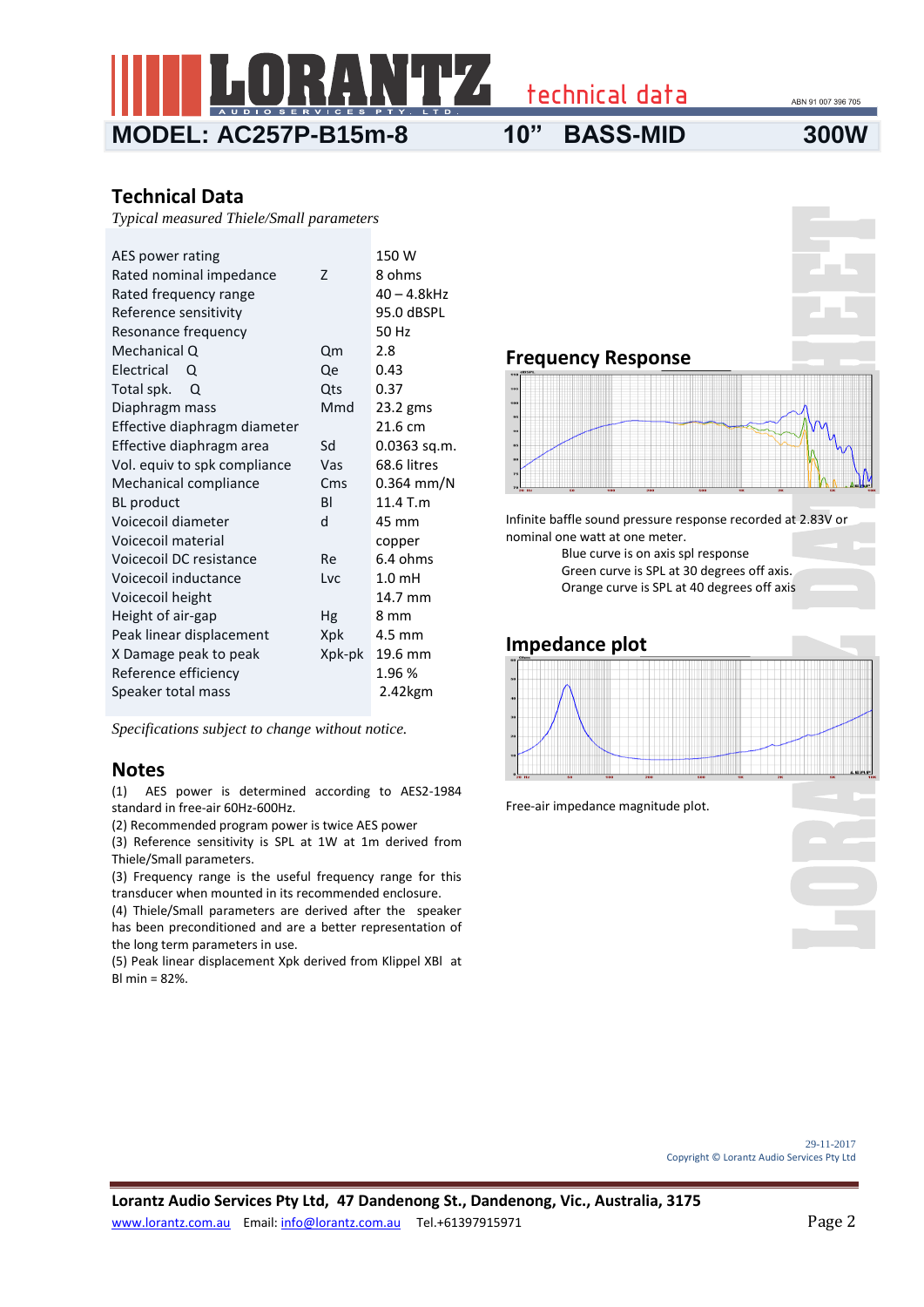# LORANTZ AUDIO SERVICES PTY. LTD. technical data

ABN 91 007 396 705

**MODEL: AC257P-B15m-8** **10" BASS-MID** **300W**

## Technical Data

*Typical measured Thiele/Small parameters*

| | | |
|---|---|---|
| AES power rating | | 150 W |
| Rated nominal impedance | Z | 8 ohms |
| Rated frequency range | | 40 – 4.8kHz |
| Reference sensitivity | | 95.0 dBSPL |
| Resonance frequency | | 50 Hz |
| Mechanical Q | Qm | 2.8 |
| Electrical Q | Qe | 0.43 |
| Total spk. Q | Qts | 0.37 |
| Diaphragm mass | Mmd | 23.2 gms |
| Effective diaphragm diameter | | 21.6 cm |
| Effective diaphragm area | Sd | 0.0363 sq.m. |
| Vol. equiv to spk compliance | Vas | 68.6 litres |
| Mechanical compliance | Cms | 0.364 mm/N |
| BL product | Bl | 11.4 T.m |
| Voicecoil diameter | d | 45 mm |
| Voicecoil material | | copper |
| Voicecoil DC resistance | Re | 6.4 ohms |
| Voicecoil inductance | Lvc | 1.0 mH |
| Voicecoil height | | 14.7 mm |
| Height of air-gap | Hg | 8 mm |
| Peak linear displacement | Xpk | 4.5 mm |
| X Damage peak to peak | Xpk-pk | 19.6 mm |
| Reference efficiency | | 1.96 % |
| Speaker total mass | | 2.42kgm |

*Specifications subject to change without notice.*

## Notes

(1) AES power is determined according to AES2-1984 standard in free-air 60Hz-600Hz.

(2) Recommended program power is twice AES power

(3) Reference sensitivity is SPL at 1W at 1m derived from Thiele/Small parameters.

(3) Frequency range is the useful frequency range for this transducer when mounted in its recommended enclosure.

(4) Thiele/Small parameters are derived after the speaker has been preconditioned and are a better representation of the long term parameters in use.

(5) Peak linear displacement Xpk derived from Klippel XBl at Bl min = 82%.

## Frequency Response

Infinite baffle sound pressure response recorded at 2.83V or nominal one watt at one meter.

Blue curve is on axis spl response

Green curve is SPL at 30 degrees off axis.

Orange curve is SPL at 40 degrees off axis

## Impedance plot

Free-air impedance magnitude plot.

29-11-2017

Copyright © Lorantz Audio Services Pty Ltd

**Lorantz Audio Services Pty Ltd, 47 Dandenong St., Dandenong, Vic., Australia, 3175**

www.lorantz.com.au Email: info@lorantz.com.au Tel.+61397915971